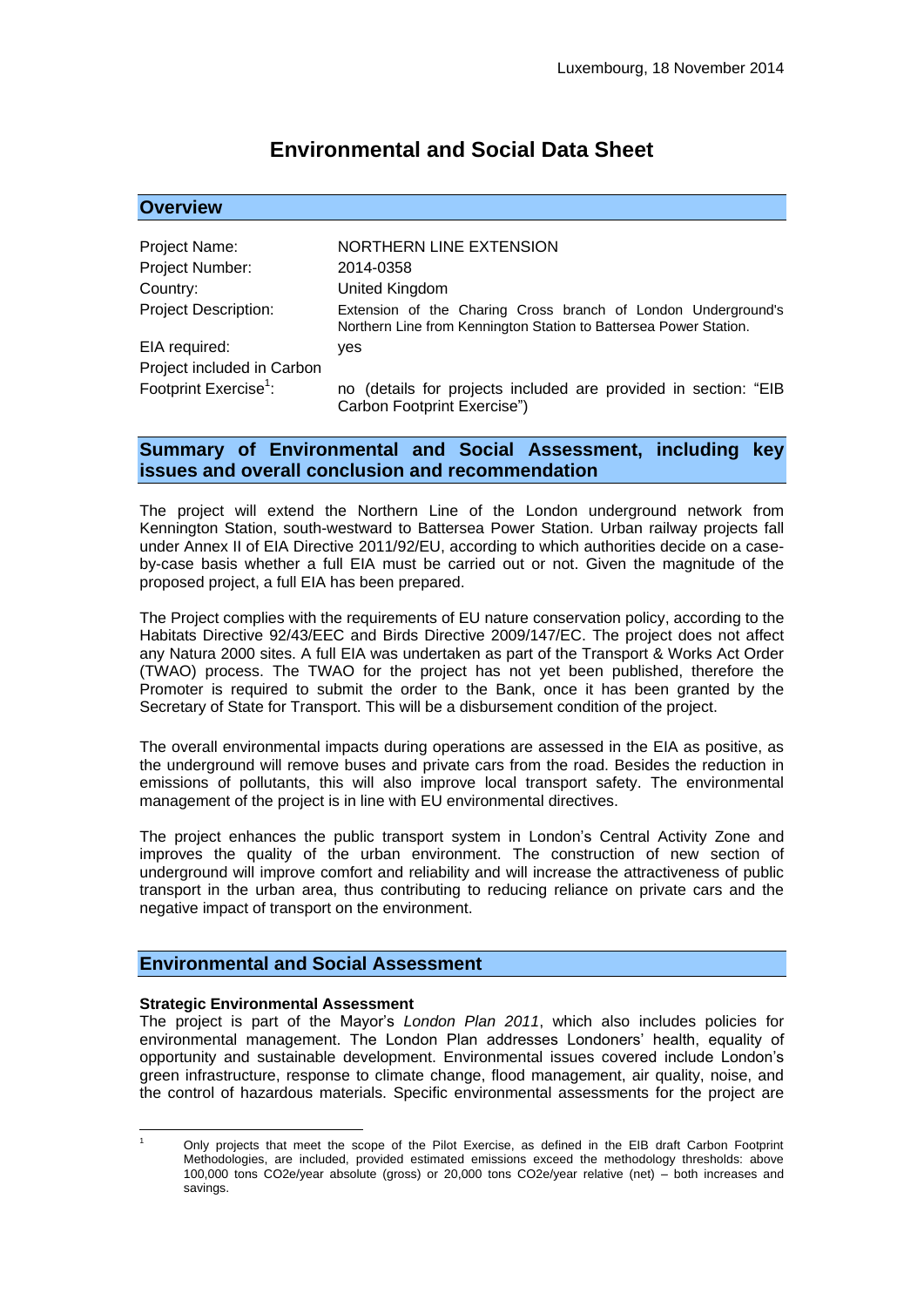Luxembourg, 18 November 2014

# Environmental and Social Data Sheet

## Overview

| | |
|---|---|
| Project Name: | NORTHERN LINE EXTENSION |
| Project Number: | 2014-0358 |
| Country: | United Kingdom |
| Project Description: | Extension of the Charing Cross branch of London Underground's Northern Line from Kennington Station to Battersea Power Station. |
| EIA required: | yes |
| Project included in Carbon Footprint Exercise[1]: | no (details for projects included are provided in section: "EIB Carbon Footprint Exercise") |

## Summary of Environmental and Social Assessment, including key issues and overall conclusion and recommendation

The project will extend the Northern Line of the London underground network from Kennington Station, south-westward to Battersea Power Station. Urban railway projects fall under Annex II of EIA Directive 2011/92/EU, according to which authorities decide on a case-by-case basis whether a full EIA must be carried out or not. Given the magnitude of the proposed project, a full EIA has been prepared.

The Project complies with the requirements of EU nature conservation policy, according to the Habitats Directive 92/43/EEC and Birds Directive 2009/147/EC. The project does not affect any Natura 2000 sites. A full EIA was undertaken as part of the Transport & Works Act Order (TWAO) process. The TWAO for the project has not yet been published, therefore the Promoter is required to submit the order to the Bank, once it has been granted by the Secretary of State for Transport. This will be a disbursement condition of the project.

The overall environmental impacts during operations are assessed in the EIA as positive, as the underground will remove buses and private cars from the road. Besides the reduction in emissions of pollutants, this will also improve local transport safety. The environmental management of the project is in line with EU environmental directives.

The project enhances the public transport system in London's Central Activity Zone and improves the quality of the urban environment. The construction of new section of underground will improve comfort and reliability and will increase the attractiveness of public transport in the urban area, thus contributing to reducing reliance on private cars and the negative impact of transport on the environment.

## Environmental and Social Assessment

**Strategic Environmental Assessment**

The project is part of the Mayor's *London Plan 2011*, which also includes policies for environmental management. The London Plan addresses Londoners' health, equality of opportunity and sustainable development. Environmental issues covered include London's green infrastructure, response to climate change, flood management, air quality, noise, and the control of hazardous materials. Specific environmental assessments for the project are

---

[1] Only projects that meet the scope of the Pilot Exercise, as defined in the EIB draft Carbon Footprint Methodologies, are included, provided estimated emissions exceed the methodology thresholds: above 100,000 tons CO2e/year absolute (gross) or 20,000 tons CO2e/year relative (net) – both increases and savings.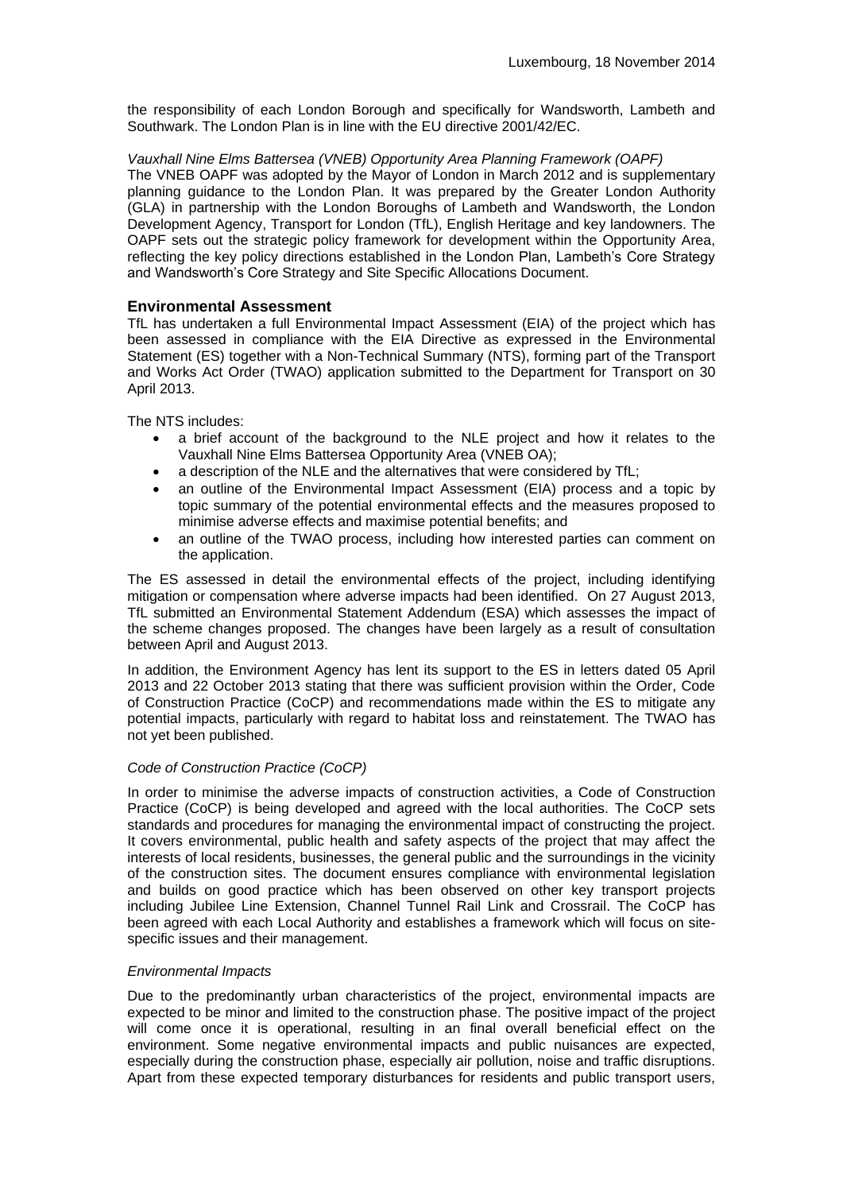the responsibility of each London Borough and specifically for Wandsworth, Lambeth and Southwark. The London Plan is in line with the EU directive 2001/42/EC.

*Vauxhall Nine Elms Battersea (VNEB) Opportunity Area Planning Framework (OAPF)*

The VNEB OAPF was adopted by the Mayor of London in March 2012 and is supplementary planning guidance to the London Plan. It was prepared by the Greater London Authority (GLA) in partnership with the London Boroughs of Lambeth and Wandsworth, the London Development Agency, Transport for London (TfL), English Heritage and key landowners. The OAPF sets out the strategic policy framework for development within the Opportunity Area, reflecting the key policy directions established in the London Plan, Lambeth's Core Strategy and Wandsworth's Core Strategy and Site Specific Allocations Document.

## Environmental Assessment

TfL has undertaken a full Environmental Impact Assessment (EIA) of the project which has been assessed in compliance with the EIA Directive as expressed in the Environmental Statement (ES) together with a Non-Technical Summary (NTS), forming part of the Transport and Works Act Order (TWAO) application submitted to the Department for Transport on 30 April 2013.

The NTS includes:

- a brief account of the background to the NLE project and how it relates to the Vauxhall Nine Elms Battersea Opportunity Area (VNEB OA);
- a description of the NLE and the alternatives that were considered by TfL;
- an outline of the Environmental Impact Assessment (EIA) process and a topic by topic summary of the potential environmental effects and the measures proposed to minimise adverse effects and maximise potential benefits; and
- an outline of the TWAO process, including how interested parties can comment on the application.

The ES assessed in detail the environmental effects of the project, including identifying mitigation or compensation where adverse impacts had been identified. On 27 August 2013, TfL submitted an Environmental Statement Addendum (ESA) which assesses the impact of the scheme changes proposed. The changes have been largely as a result of consultation between April and August 2013.

In addition, the Environment Agency has lent its support to the ES in letters dated 05 April 2013 and 22 October 2013 stating that there was sufficient provision within the Order, Code of Construction Practice (CoCP) and recommendations made within the ES to mitigate any potential impacts, particularly with regard to habitat loss and reinstatement. The TWAO has not yet been published.

*Code of Construction Practice (CoCP)*

In order to minimise the adverse impacts of construction activities, a Code of Construction Practice (CoCP) is being developed and agreed with the local authorities. The CoCP sets standards and procedures for managing the environmental impact of constructing the project. It covers environmental, public health and safety aspects of the project that may affect the interests of local residents, businesses, the general public and the surroundings in the vicinity of the construction sites. The document ensures compliance with environmental legislation and builds on good practice which has been observed on other key transport projects including Jubilee Line Extension, Channel Tunnel Rail Link and Crossrail. The CoCP has been agreed with each Local Authority and establishes a framework which will focus on site-specific issues and their management.

*Environmental Impacts*

Due to the predominantly urban characteristics of the project, environmental impacts are expected to be minor and limited to the construction phase. The positive impact of the project will come once it is operational, resulting in an final overall beneficial effect on the environment. Some negative environmental impacts and public nuisances are expected, especially during the construction phase, especially air pollution, noise and traffic disruptions. Apart from these expected temporary disturbances for residents and public transport users,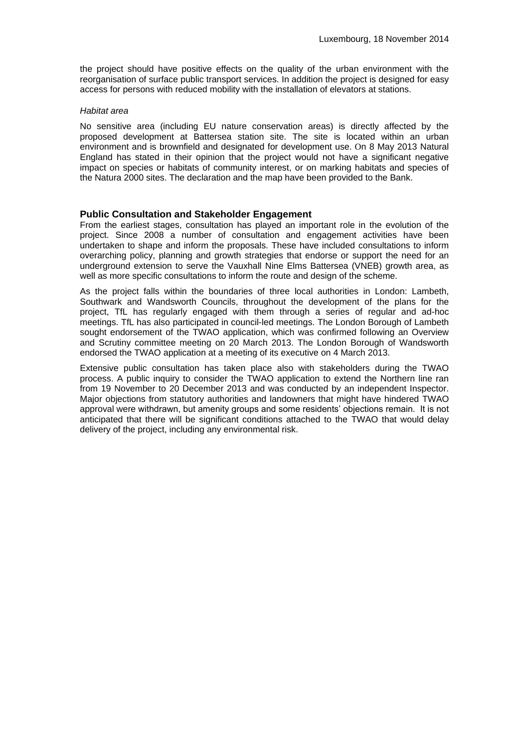the project should have positive effects on the quality of the urban environment with the reorganisation of surface public transport services. In addition the project is designed for easy access for persons with reduced mobility with the installation of elevators at stations.

*Habitat area*

No sensitive area (including EU nature conservation areas) is directly affected by the proposed development at Battersea station site. The site is located within an urban environment and is brownfield and designated for development use. On 8 May 2013 Natural England has stated in their opinion that the project would not have a significant negative impact on species or habitats of community interest, or on marking habitats and species of the Natura 2000 sites. The declaration and the map have been provided to the Bank.

## Public Consultation and Stakeholder Engagement

From the earliest stages, consultation has played an important role in the evolution of the project. Since 2008 a number of consultation and engagement activities have been undertaken to shape and inform the proposals. These have included consultations to inform overarching policy, planning and growth strategies that endorse or support the need for an underground extension to serve the Vauxhall Nine Elms Battersea (VNEB) growth area, as well as more specific consultations to inform the route and design of the scheme.

As the project falls within the boundaries of three local authorities in London: Lambeth, Southwark and Wandsworth Councils, throughout the development of the plans for the project, TfL has regularly engaged with them through a series of regular and ad-hoc meetings. TfL has also participated in council-led meetings. The London Borough of Lambeth sought endorsement of the TWAO application, which was confirmed following an Overview and Scrutiny committee meeting on 20 March 2013. The London Borough of Wandsworth endorsed the TWAO application at a meeting of its executive on 4 March 2013.

Extensive public consultation has taken place also with stakeholders during the TWAO process. A public inquiry to consider the TWAO application to extend the Northern line ran from 19 November to 20 December 2013 and was conducted by an independent Inspector. Major objections from statutory authorities and landowners that might have hindered TWAO approval were withdrawn, but amenity groups and some residents' objections remain. It is not anticipated that there will be significant conditions attached to the TWAO that would delay delivery of the project, including any environmental risk.